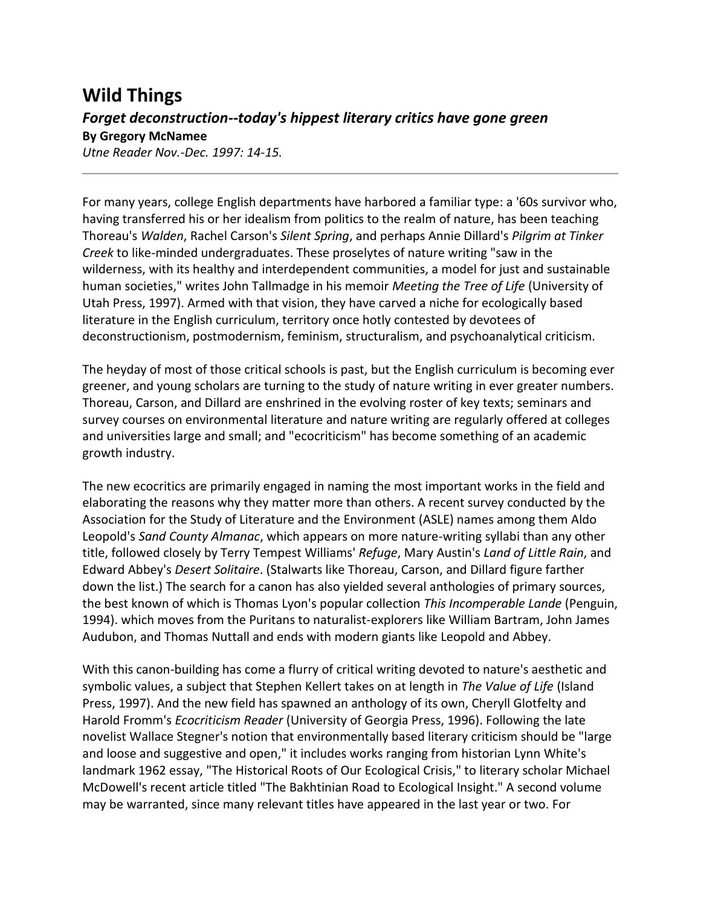# Wild Things

### *Forget deconstruction--today's hippest literary critics have gone green*

**By Gregory McNamee**

*Utne Reader Nov.-Dec. 1997: 14-15.*

---

For many years, college English departments have harbored a familiar type: a '60s survivor who, having transferred his or her idealism from politics to the realm of nature, has been teaching Thoreau's *Walden*, Rachel Carson's *Silent Spring*, and perhaps Annie Dillard's *Pilgrim at Tinker Creek* to like-minded undergraduates. These proselytes of nature writing "saw in the wilderness, with its healthy and interdependent communities, a model for just and sustainable human societies," writes John Tallmadge in his memoir *Meeting the Tree of Life* (University of Utah Press, 1997). Armed with that vision, they have carved a niche for ecologically based literature in the English curriculum, territory once hotly contested by devotees of deconstructionism, postmodernism, feminism, structuralism, and psychoanalytical criticism.

The heyday of most of those critical schools is past, but the English curriculum is becoming ever greener, and young scholars are turning to the study of nature writing in ever greater numbers. Thoreau, Carson, and Dillard are enshrined in the evolving roster of key texts; seminars and survey courses on environmental literature and nature writing are regularly offered at colleges and universities large and small; and "ecocriticism" has become something of an academic growth industry.

The new ecocritics are primarily engaged in naming the most important works in the field and elaborating the reasons why they matter more than others. A recent survey conducted by the Association for the Study of Literature and the Environment (ASLE) names among them Aldo Leopold's *Sand County Almanac*, which appears on more nature-writing syllabi than any other title, followed closely by Terry Tempest Williams' *Refuge*, Mary Austin's *Land of Little Rain*, and Edward Abbey's *Desert Solitaire*. (Stalwarts like Thoreau, Carson, and Dillard figure farther down the list.) The search for a canon has also yielded several anthologies of primary sources, the best known of which is Thomas Lyon's popular collection *This Incomperable Lande* (Penguin, 1994). which moves from the Puritans to naturalist-explorers like William Bartram, John James Audubon, and Thomas Nuttall and ends with modern giants like Leopold and Abbey.

With this canon-building has come a flurry of critical writing devoted to nature's aesthetic and symbolic values, a subject that Stephen Kellert takes on at length in *The Value of Life* (Island Press, 1997). And the new field has spawned an anthology of its own, Cheryll Glotfelty and Harold Fromm's *Ecocriticism Reader* (University of Georgia Press, 1996). Following the late novelist Wallace Stegner's notion that environmentally based literary criticism should be "large and loose and suggestive and open," it includes works ranging from historian Lynn White's landmark 1962 essay, "The Historical Roots of Our Ecological Crisis," to literary scholar Michael McDowell's recent article titled "The Bakhtinian Road to Ecological Insight." A second volume may be warranted, since many relevant titles have appeared in the last year or two. For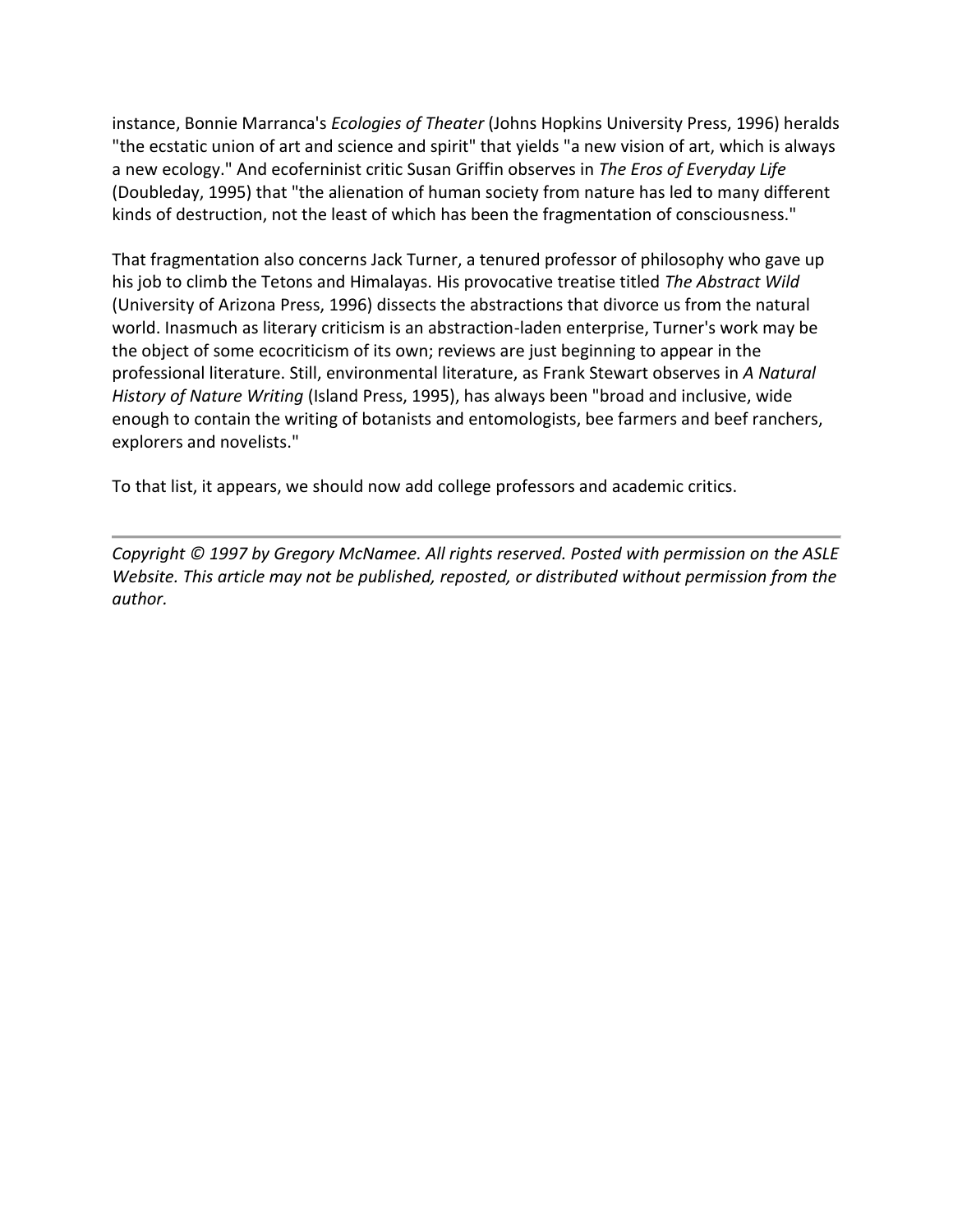instance, Bonnie Marranca's *Ecologies of Theater* (Johns Hopkins University Press, 1996) heralds "the ecstatic union of art and science and spirit" that yields "a new vision of art, which is always a new ecology." And ecofeminist critic Susan Griffin observes in *The Eros of Everyday Life* (Doubleday, 1995) that "the alienation of human society from nature has led to many different kinds of destruction, not the least of which has been the fragmentation of consciousness."

That fragmentation also concerns Jack Turner, a tenured professor of philosophy who gave up his job to climb the Tetons and Himalayas. His provocative treatise titled *The Abstract Wild* (University of Arizona Press, 1996) dissects the abstractions that divorce us from the natural world. Inasmuch as literary criticism is an abstraction-laden enterprise, Turner's work may be the object of some ecocriticism of its own; reviews are just beginning to appear in the professional literature. Still, environmental literature, as Frank Stewart observes in *A Natural History of Nature Writing* (Island Press, 1995), has always been "broad and inclusive, wide enough to contain the writing of botanists and entomologists, bee farmers and beef ranchers, explorers and novelists."

To that list, it appears, we should now add college professors and academic critics.

---

*Copyright © 1997 by Gregory McNamee. All rights reserved. Posted with permission on the ASLE Website. This article may not be published, reposted, or distributed without permission from the author.*